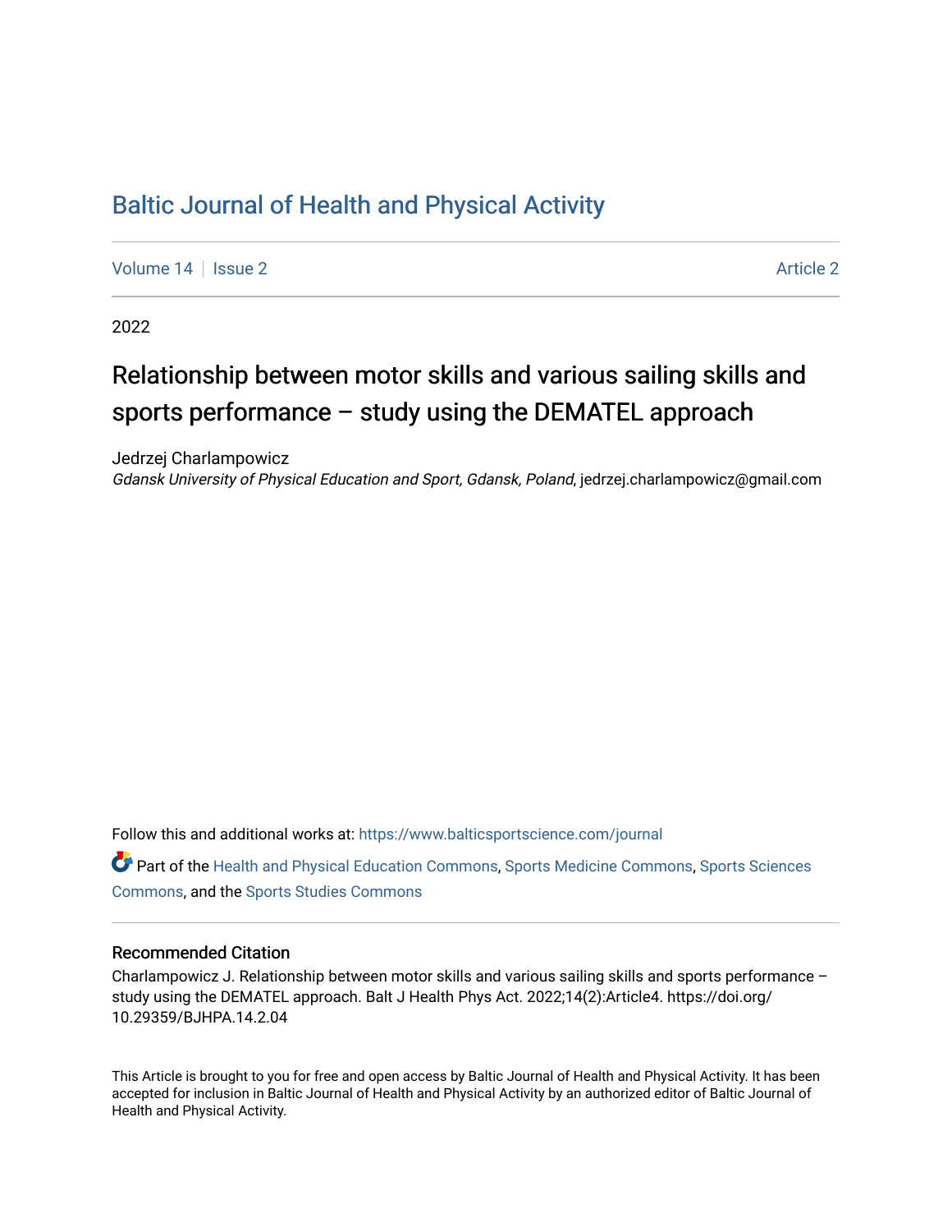# Baltic Journal of Health and Physical Activity

Volume 14 | Issue 2 Article 2

2022

## Relationship between motor skills and various sailing skills and sports performance – study using the DEMATEL approach

Jedrzej Charlampowicz
*Gdansk University of Physical Education and Sport, Gdansk, Poland*, jedrzej.charlampowicz@gmail.com

Follow this and additional works at: https://www.balticsportscience.com/journal

Part of the Health and Physical Education Commons, Sports Medicine Commons, Sports Sciences Commons, and the Sports Studies Commons

### Recommended Citation

Charlampowicz J. Relationship between motor skills and various sailing skills and sports performance – study using the DEMATEL approach. Balt J Health Phys Act. 2022;14(2):Article4. https://doi.org/10.29359/BJHPA.14.2.04

This Article is brought to you for free and open access by Baltic Journal of Health and Physical Activity. It has been accepted for inclusion in Baltic Journal of Health and Physical Activity by an authorized editor of Baltic Journal of Health and Physical Activity.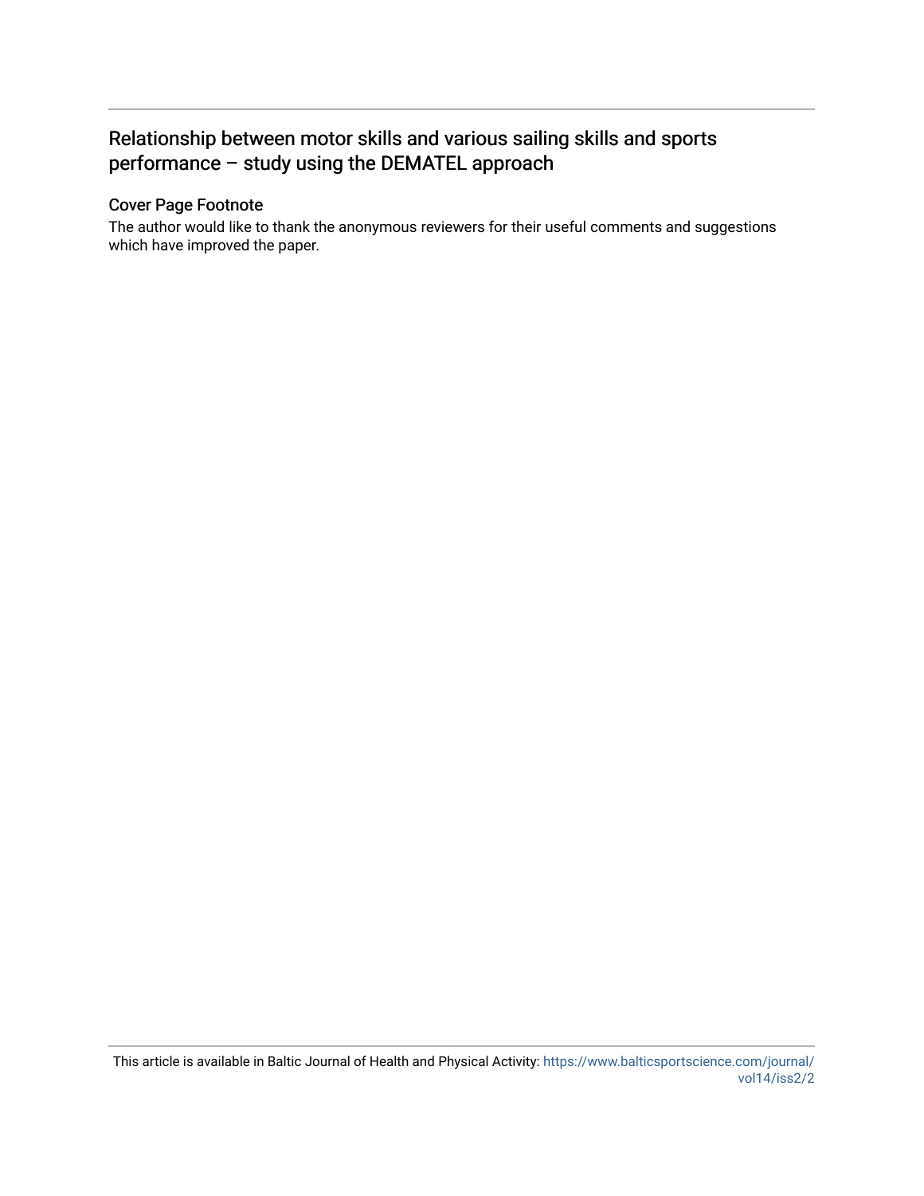# Relationship between motor skills and various sailing skills and sports performance – study using the DEMATEL approach

## Cover Page Footnote

The author would like to thank the anonymous reviewers for their useful comments and suggestions which have improved the paper.

This article is available in Baltic Journal of Health and Physical Activity: https://www.balticsportscience.com/journal/vol14/iss2/2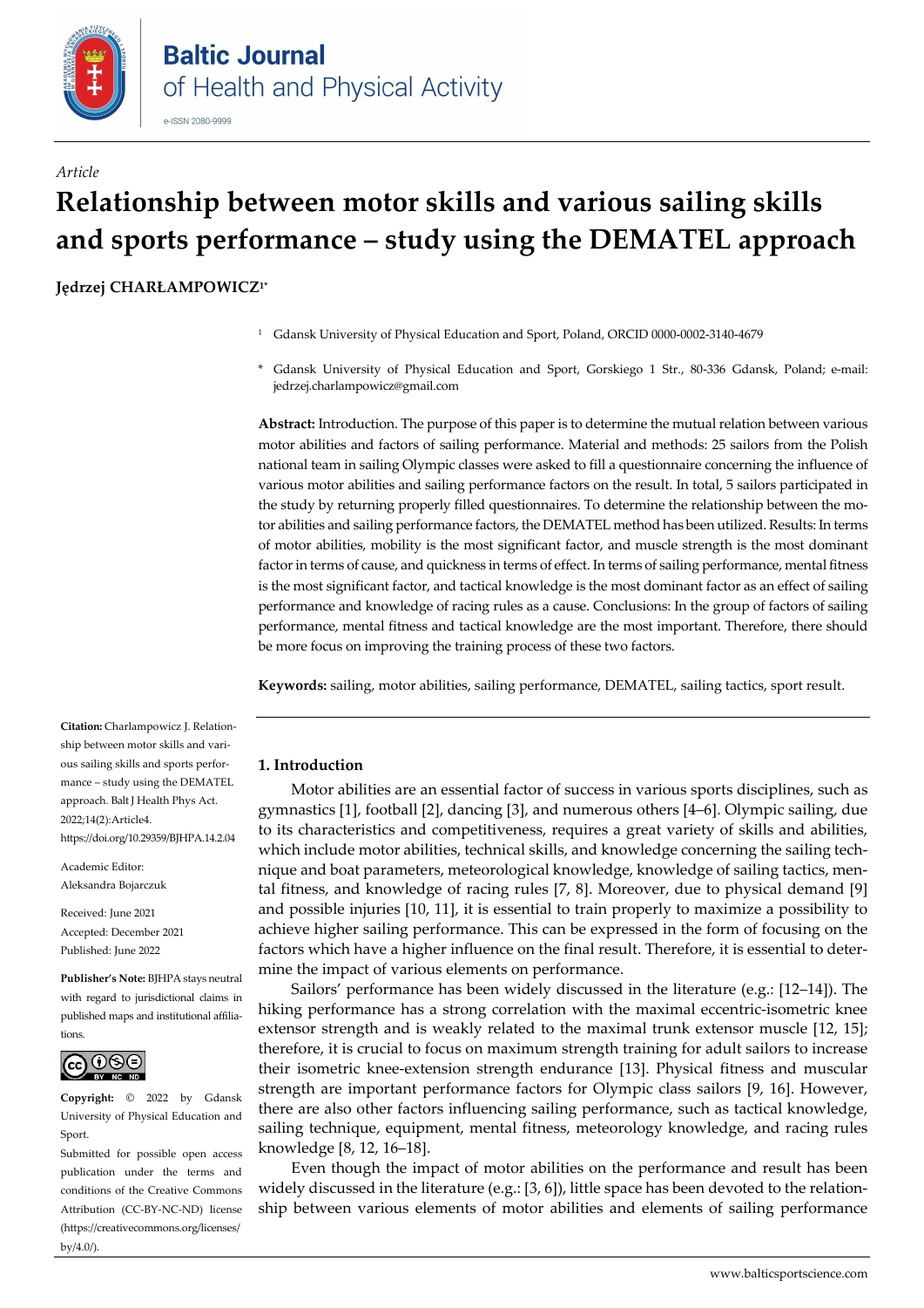*Article*

# Relationship between motor skills and various sailing skills and sports performance – study using the DEMATEL approach

**Jędrzej CHARŁAMPOWICZ[1*]**

[1] Gdansk University of Physical Education and Sport, Poland, ORCID 0000-0002-3140-4679

[*] Gdansk University of Physical Education and Sport, Gorskiego 1 Str., 80-336 Gdansk, Poland; e-mail: jedrzej.charlampowicz@gmail.com

**Abstract:** Introduction. The purpose of this paper is to determine the mutual relation between various motor abilities and factors of sailing performance. Material and methods: 25 sailors from the Polish national team in sailing Olympic classes were asked to fill a questionnaire concerning the influence of various motor abilities and sailing performance factors on the result. In total, 5 sailors participated in the study by returning properly filled questionnaires. To determine the relationship between the motor abilities and sailing performance factors, the DEMATEL method has been utilized. Results: In terms of motor abilities, mobility is the most significant factor, and muscle strength is the most dominant factor in terms of cause, and quickness in terms of effect. In terms of sailing performance, mental fitness is the most significant factor, and tactical knowledge is the most dominant factor as an effect of sailing performance and knowledge of racing rules as a cause. Conclusions: In the group of factors of sailing performance, mental fitness and tactical knowledge are the most important. Therefore, there should be more focus on improving the training process of these two factors.

**Keywords:** sailing, motor abilities, sailing performance, DEMATEL, sailing tactics, sport result.

**Citation:** Charlampowicz J. Relationship between motor skills and various sailing skills and sports performance – study using the DEMATEL approach. Balt J Health Phys Act. 2022;14(2):Article4. https://doi.org/10.29359/BJHPA.14.2.04

Academic Editor: Aleksandra Bojarczuk

Received: June 2021
Accepted: December 2021
Published: June 2022

**Publisher's Note:** BJHPA stays neutral with regard to jurisdictional claims in published maps and institutional affiliations.

**Copyright:** © 2022 by Gdansk University of Physical Education and Sport.
Submitted for possible open access publication under the terms and conditions of the Creative Commons Attribution (CC-BY-NC-ND) license (https://creativecommons.org/licenses/by/4.0/).

## 1. Introduction

Motor abilities are an essential factor of success in various sports disciplines, such as gymnastics [1], football [2], dancing [3], and numerous others [4–6]. Olympic sailing, due to its characteristics and competitiveness, requires a great variety of skills and abilities, which include motor abilities, technical skills, and knowledge concerning the sailing technique and boat parameters, meteorological knowledge, knowledge of sailing tactics, mental fitness, and knowledge of racing rules [7, 8]. Moreover, due to physical demand [9] and possible injuries [10, 11], it is essential to train properly to maximize a possibility to achieve higher sailing performance. This can be expressed in the form of focusing on the factors which have a higher influence on the final result. Therefore, it is essential to determine the impact of various elements on performance.

Sailors' performance has been widely discussed in the literature (e.g.: [12–14]). The hiking performance has a strong correlation with the maximal eccentric-isometric knee extensor strength and is weakly related to the maximal trunk extensor muscle [12, 15]; therefore, it is crucial to focus on maximum strength training for adult sailors to increase their isometric knee-extension strength endurance [13]. Physical fitness and muscular strength are important performance factors for Olympic class sailors [9, 16]. However, there are also other factors influencing sailing performance, such as tactical knowledge, sailing technique, equipment, mental fitness, meteorology knowledge, and racing rules knowledge [8, 12, 16–18].

Even though the impact of motor abilities on the performance and result has been widely discussed in the literature (e.g.: [3, 6]), little space has been devoted to the relationship between various elements of motor abilities and elements of sailing performance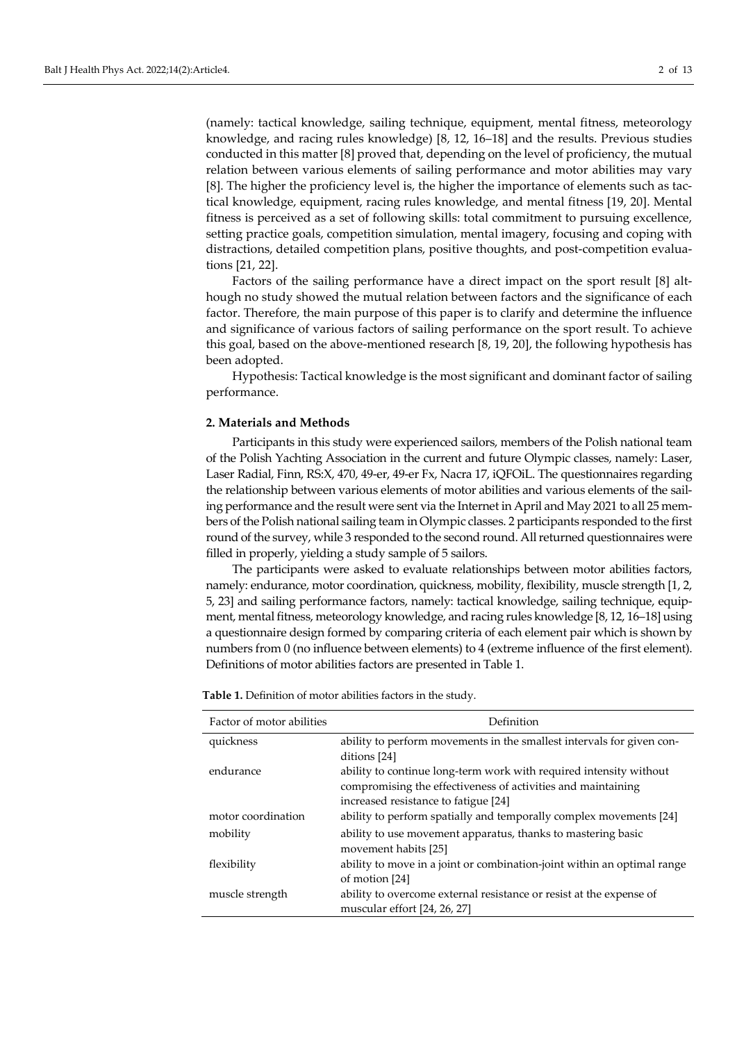(namely: tactical knowledge, sailing technique, equipment, mental fitness, meteorology knowledge, and racing rules knowledge) [8, 12, 16–18] and the results. Previous studies conducted in this matter [8] proved that, depending on the level of proficiency, the mutual relation between various elements of sailing performance and motor abilities may vary [8]. The higher the proficiency level is, the higher the importance of elements such as tactical knowledge, equipment, racing rules knowledge, and mental fitness [19, 20]. Mental fitness is perceived as a set of following skills: total commitment to pursuing excellence, setting practice goals, competition simulation, mental imagery, focusing and coping with distractions, detailed competition plans, positive thoughts, and post-competition evaluations [21, 22].

Factors of the sailing performance have a direct impact on the sport result [8] although no study showed the mutual relation between factors and the significance of each factor. Therefore, the main purpose of this paper is to clarify and determine the influence and significance of various factors of sailing performance on the sport result. To achieve this goal, based on the above-mentioned research [8, 19, 20], the following hypothesis has been adopted.

Hypothesis: Tactical knowledge is the most significant and dominant factor of sailing performance.

## 2. Materials and Methods

Participants in this study were experienced sailors, members of the Polish national team of the Polish Yachting Association in the current and future Olympic classes, namely: Laser, Laser Radial, Finn, RS:X, 470, 49-er, 49-er Fx, Nacra 17, iQFOiL. The questionnaires regarding the relationship between various elements of motor abilities and various elements of the sailing performance and the result were sent via the Internet in April and May 2021 to all 25 members of the Polish national sailing team in Olympic classes. 2 participants responded to the first round of the survey, while 3 responded to the second round. All returned questionnaires were filled in properly, yielding a study sample of 5 sailors.

The participants were asked to evaluate relationships between motor abilities factors, namely: endurance, motor coordination, quickness, mobility, flexibility, muscle strength [1, 2, 5, 23] and sailing performance factors, namely: tactical knowledge, sailing technique, equipment, mental fitness, meteorology knowledge, and racing rules knowledge [8, 12, 16–18] using a questionnaire design formed by comparing criteria of each element pair which is shown by numbers from 0 (no influence between elements) to 4 (extreme influence of the first element). Definitions of motor abilities factors are presented in Table 1.

**Table 1.** Definition of motor abilities factors in the study.

| Factor of motor abilities | Definition |
|---|---|
| quickness | ability to perform movements in the smallest intervals for given conditions [24] |
| endurance | ability to continue long-term work with required intensity without compromising the effectiveness of activities and maintaining increased resistance to fatigue [24] |
| motor coordination | ability to perform spatially and temporally complex movements [24] |
| mobility | ability to use movement apparatus, thanks to mastering basic movement habits [25] |
| flexibility | ability to move in a joint or combination-joint within an optimal range of motion [24] |
| muscle strength | ability to overcome external resistance or resist at the expense of muscular effort [24, 26, 27] |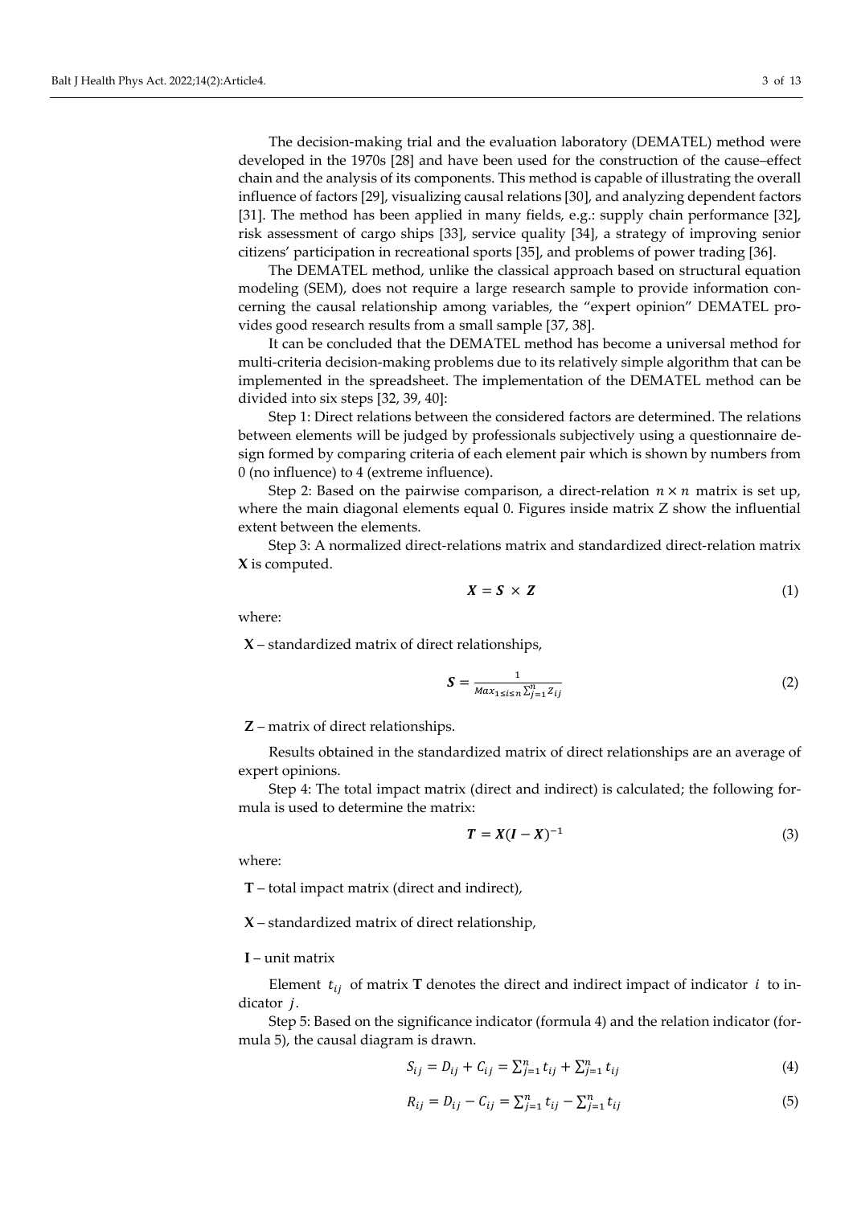The decision-making trial and the evaluation laboratory (DEMATEL) method were developed in the 1970s [28] and have been used for the construction of the cause–effect chain and the analysis of its components. This method is capable of illustrating the overall influence of factors [29], visualizing causal relations [30], and analyzing dependent factors [31]. The method has been applied in many fields, e.g.: supply chain performance [32], risk assessment of cargo ships [33], service quality [34], a strategy of improving senior citizens' participation in recreational sports [35], and problems of power trading [36].

The DEMATEL method, unlike the classical approach based on structural equation modeling (SEM), does not require a large research sample to provide information concerning the causal relationship among variables, the "expert opinion" DEMATEL provides good research results from a small sample [37, 38].

It can be concluded that the DEMATEL method has become a universal method for multi-criteria decision-making problems due to its relatively simple algorithm that can be implemented in the spreadsheet. The implementation of the DEMATEL method can be divided into six steps [32, 39, 40]:

Step 1: Direct relations between the considered factors are determined. The relations between elements will be judged by professionals subjectively using a questionnaire design formed by comparing criteria of each element pair which is shown by numbers from 0 (no influence) to 4 (extreme influence).

Step 2: Based on the pairwise comparison, a direct-relation $n \times n$ matrix is set up, where the main diagonal elements equal 0. Figures inside matrix Z show the influential extent between the elements.

Step 3: A normalized direct-relations matrix and standardized direct-relation matrix **X** is computed.

$$\boldsymbol{X} = \boldsymbol{S} \times \boldsymbol{Z} \tag{1}$$

where:

**X** – standardized matrix of direct relationships,

$$\boldsymbol{S} = \frac{1}{Max_{1 \le i \le n} \sum_{j=1}^{n} z_{ij}} \tag{2}$$

**Z** – matrix of direct relationships.

Results obtained in the standardized matrix of direct relationships are an average of expert opinions.

Step 4: The total impact matrix (direct and indirect) is calculated; the following formula is used to determine the matrix:

$$\boldsymbol{T} = \boldsymbol{X}(\boldsymbol{I} - \boldsymbol{X})^{-1} \tag{3}$$

where:

**T** – total impact matrix (direct and indirect),

**X** – standardized matrix of direct relationship,

**I** – unit matrix

Element $t_{ij}$ of matrix **T** denotes the direct and indirect impact of indicator $i$ to indicator $j$.

Step 5: Based on the significance indicator (formula 4) and the relation indicator (formula 5), the causal diagram is drawn.

$$S_{ij} = D_{ij} + C_{ij} = \sum_{j=1}^{n} t_{ij} + \sum_{j=1}^{n} t_{ij} \tag{4}$$

$$R_{ij} = D_{ij} - C_{ij} = \sum_{j=1}^{n} t_{ij} - \sum_{j=1}^{n} t_{ij} \tag{5}$$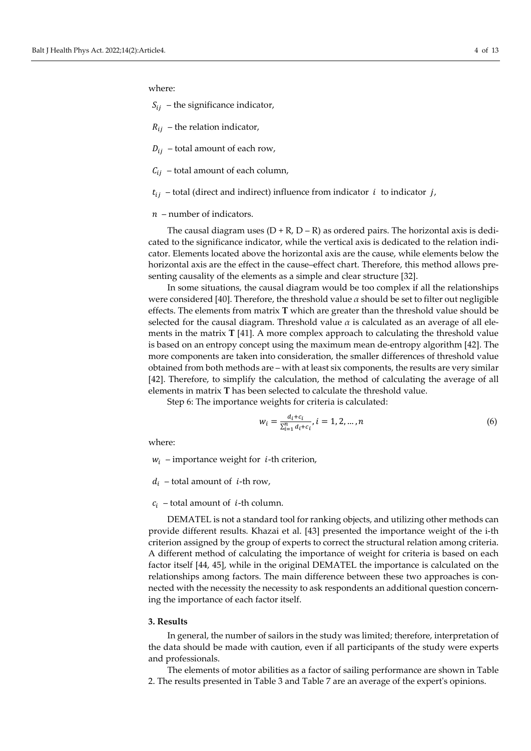where:

$S_{ij}$ – the significance indicator,

$R_{ij}$ – the relation indicator,

$D_{ij}$ – total amount of each row,

$C_{ij}$ – total amount of each column,

$t_{ij}$ – total (direct and indirect) influence from indicator $i$ to indicator $j$,

$n$ – number of indicators.

The causal diagram uses (D + R, D – R) as ordered pairs. The horizontal axis is dedicated to the significance indicator, while the vertical axis is dedicated to the relation indicator. Elements located above the horizontal axis are the cause, while elements below the horizontal axis are the effect in the cause–effect chart. Therefore, this method allows presenting causality of the elements as a simple and clear structure [32].

In some situations, the causal diagram would be too complex if all the relationships were considered [40]. Therefore, the threshold value $\alpha$ should be set to filter out negligible effects. The elements from matrix **T** which are greater than the threshold value should be selected for the causal diagram. Threshold value $\alpha$ is calculated as an average of all elements in the matrix **T** [41]. A more complex approach to calculating the threshold value is based on an entropy concept using the maximum mean de-entropy algorithm [42]. The more components are taken into consideration, the smaller differences of threshold value obtained from both methods are – with at least six components, the results are very similar [42]. Therefore, to simplify the calculation, the method of calculating the average of all elements in matrix **T** has been selected to calculate the threshold value.

Step 6: The importance weights for criteria is calculated:

$$w_i = \frac{d_i + c_i}{\sum_{i=1}^{n} d_i + c_i}, i = 1, 2, \ldots, n \tag{6}$$

where:

$w_i$ – importance weight for $i$-th criterion,

$d_i$ – total amount of $i$-th row,

$c_i$ – total amount of $i$-th column.

DEMATEL is not a standard tool for ranking objects, and utilizing other methods can provide different results. Khazai et al. [43] presented the importance weight of the i-th criterion assigned by the group of experts to correct the structural relation among criteria. A different method of calculating the importance of weight for criteria is based on each factor itself [44, 45], while in the original DEMATEL the importance is calculated on the relationships among factors. The main difference between these two approaches is connected with the necessity the necessity to ask respondents an additional question concerning the importance of each factor itself.

### 3. Results

In general, the number of sailors in the study was limited; therefore, interpretation of the data should be made with caution, even if all participants of the study were experts and professionals.

The elements of motor abilities as a factor of sailing performance are shown in Table 2. The results presented in Table 3 and Table 7 are an average of the expert's opinions.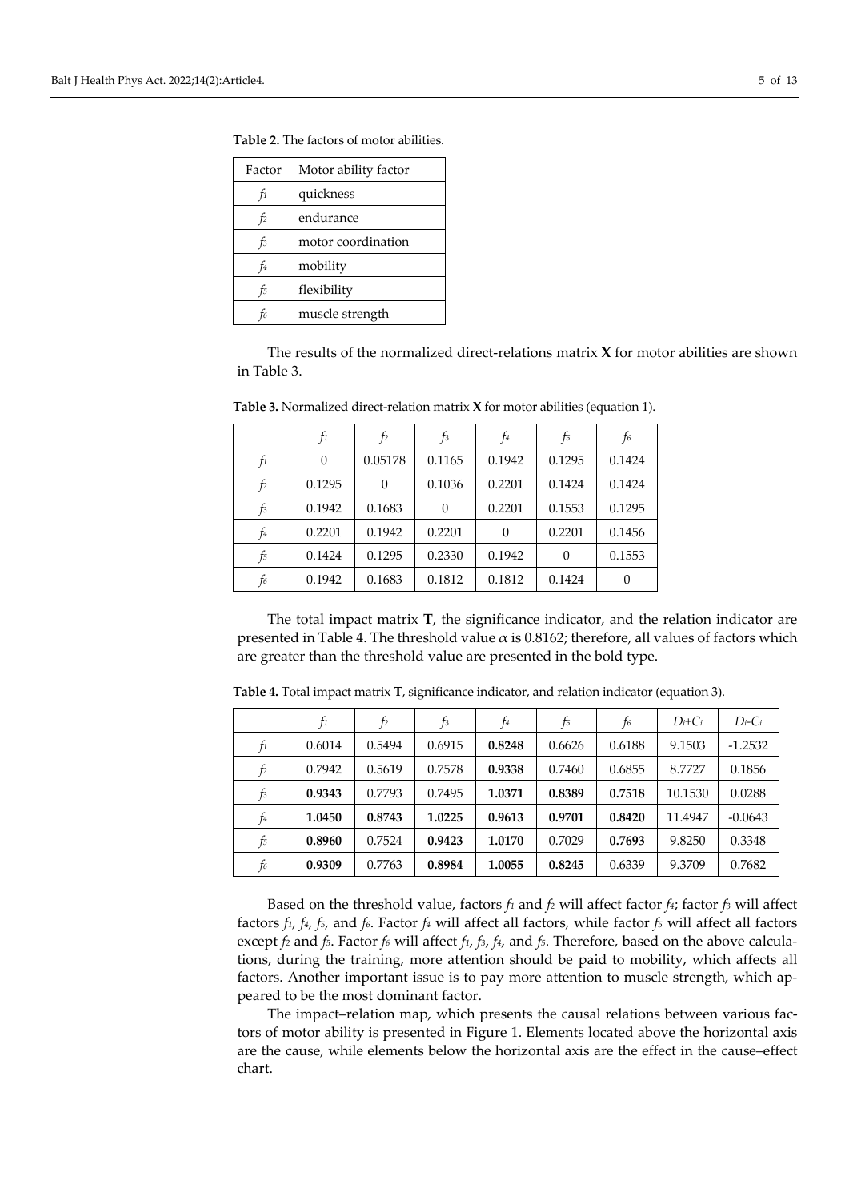**Table 2.** The factors of motor abilities.

| Factor | Motor ability factor |
|---|---|
| $f_1$ | quickness |
| $f_2$ | endurance |
| $f_3$ | motor coordination |
| $f_4$ | mobility |
| $f_5$ | flexibility |
| $f_6$ | muscle strength |

The results of the normalized direct-relations matrix **X** for motor abilities are shown in Table 3.

**Table 3.** Normalized direct-relation matrix **X** for motor abilities (equation 1).

| | $f_1$ | $f_2$ | $f_3$ | $f_4$ | $f_5$ | $f_6$ |
|---|---|---|---|---|---|---|
| $f_1$ | 0 | 0.05178 | 0.1165 | 0.1942 | 0.1295 | 0.1424 |
| $f_2$ | 0.1295 | 0 | 0.1036 | 0.2201 | 0.1424 | 0.1424 |
| $f_3$ | 0.1942 | 0.1683 | 0 | 0.2201 | 0.1553 | 0.1295 |
| $f_4$ | 0.2201 | 0.1942 | 0.2201 | 0 | 0.2201 | 0.1456 |
| $f_5$ | 0.1424 | 0.1295 | 0.2330 | 0.1942 | 0 | 0.1553 |
| $f_6$ | 0.1942 | 0.1683 | 0.1812 | 0.1812 | 0.1424 | 0 |

The total impact matrix **T**, the significance indicator, and the relation indicator are presented in Table 4. The threshold value $\alpha$ is 0.8162; therefore, all values of factors which are greater than the threshold value are presented in the bold type.

**Table 4.** Total impact matrix **T**, significance indicator, and relation indicator (equation 3).

| | $f_1$ | $f_2$ | $f_3$ | $f_4$ | $f_5$ | $f_6$ | $D_i$+$C_i$ | $D_i$-$C_i$ |
|---|---|---|---|---|---|---|---|---|
| $f_1$ | 0.6014 | 0.5494 | 0.6915 | **0.8248** | 0.6626 | 0.6188 | 9.1503 | -1.2532 |
| $f_2$ | 0.7942 | 0.5619 | 0.7578 | **0.9338** | 0.7460 | 0.6855 | 8.7727 | 0.1856 |
| $f_3$ | **0.9343** | 0.7793 | 0.7495 | **1.0371** | **0.8389** | **0.7518** | 10.1530 | 0.0288 |
| $f_4$ | **1.0450** | **0.8743** | **1.0225** | **0.9613** | **0.9701** | **0.8420** | 11.4947 | -0.0643 |
| $f_5$ | **0.8960** | 0.7524 | **0.9423** | **1.0170** | 0.7029 | **0.7693** | 9.8250 | 0.3348 |
| $f_6$ | **0.9309** | 0.7763 | **0.8984** | **1.0055** | **0.8245** | 0.6339 | 9.3709 | 0.7682 |

Based on the threshold value, factors $f_1$ and $f_2$ will affect factor $f_4$; factor $f_3$ will affect factors $f_1$, $f_4$, $f_5$, and $f_6$. Factor $f_4$ will affect all factors, while factor $f_5$ will affect all factors except $f_2$ and $f_5$. Factor $f_6$ will affect $f_1$, $f_3$, $f_4$, and $f_5$. Therefore, based on the above calculations, during the training, more attention should be paid to mobility, which affects all factors. Another important issue is to pay more attention to muscle strength, which appeared to be the most dominant factor.

The impact–relation map, which presents the causal relations between various factors of motor ability is presented in Figure 1. Elements located above the horizontal axis are the cause, while elements below the horizontal axis are the effect in the cause–effect chart.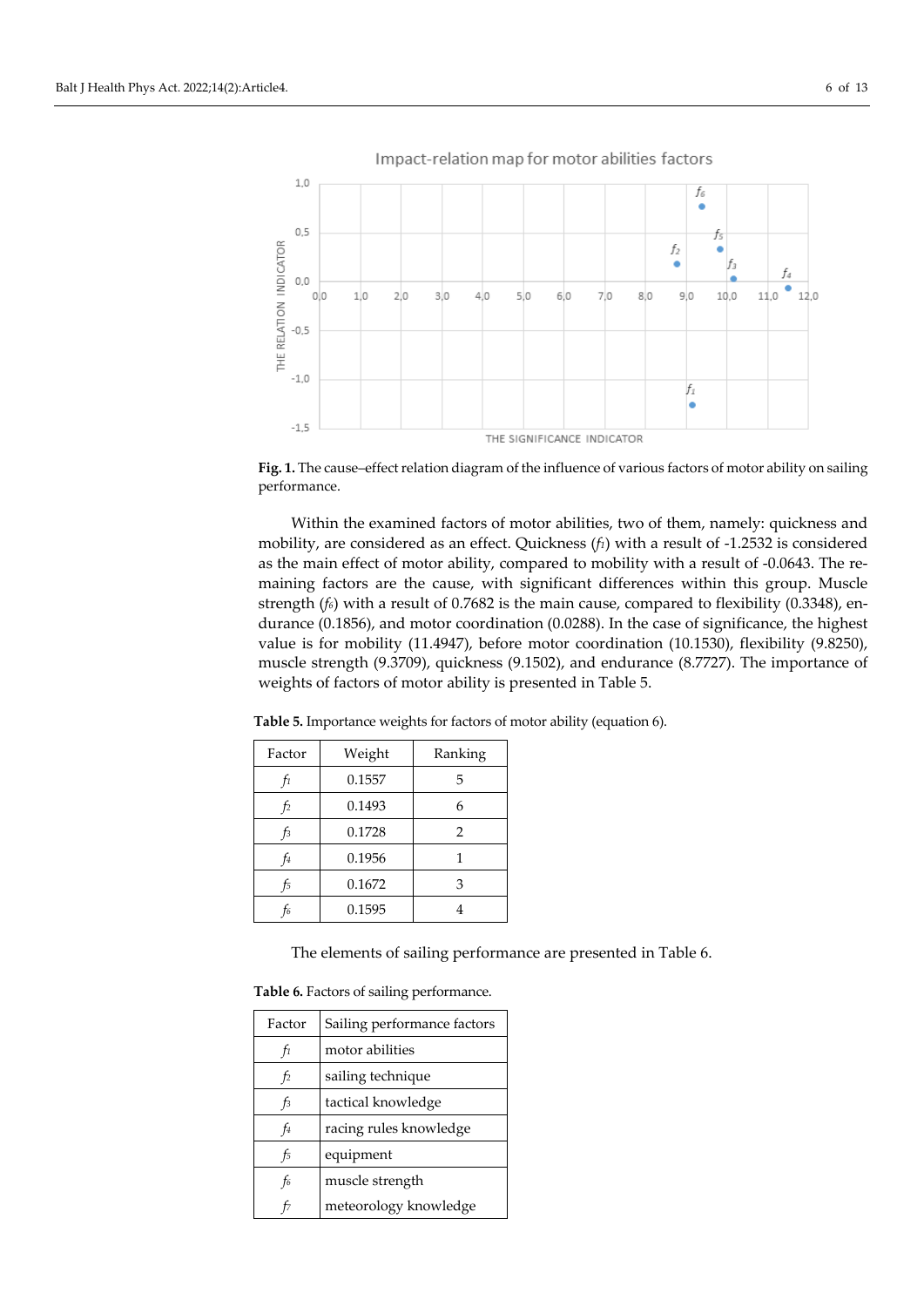**Fig. 1.** The cause–effect relation diagram of the influence of various factors of motor ability on sailing performance.

Within the examined factors of motor abilities, two of them, namely: quickness and mobility, are considered as an effect. Quickness ($f_1$) with a result of -1.2532 is considered as the main effect of motor ability, compared to mobility with a result of -0.0643. The remaining factors are the cause, with significant differences within this group. Muscle strength ($f_6$) with a result of 0.7682 is the main cause, compared to flexibility (0.3348), endurance (0.1856), and motor coordination (0.0288). In the case of significance, the highest value is for mobility (11.4947), before motor coordination (10.1530), flexibility (9.8250), muscle strength (9.3709), quickness (9.1502), and endurance (8.7727). The importance of weights of factors of motor ability is presented in Table 5.

**Table 5.** Importance weights for factors of motor ability (equation 6).

| Factor | Weight | Ranking |
|---|---|---|
| $f_1$ | 0.1557 | 5 |
| $f_2$ | 0.1493 | 6 |
| $f_3$ | 0.1728 | 2 |
| $f_4$ | 0.1956 | 1 |
| $f_5$ | 0.1672 | 3 |
| $f_6$ | 0.1595 | 4 |

The elements of sailing performance are presented in Table 6.

**Table 6.** Factors of sailing performance.

| Factor | Sailing performance factors |
|---|---|
| $f_1$ | motor abilities |
| $f_2$ | sailing technique |
| $f_3$ | tactical knowledge |
| $f_4$ | racing rules knowledge |
| $f_5$ | equipment |
| $f_6$ | muscle strength |
| $f_7$ | meteorology knowledge |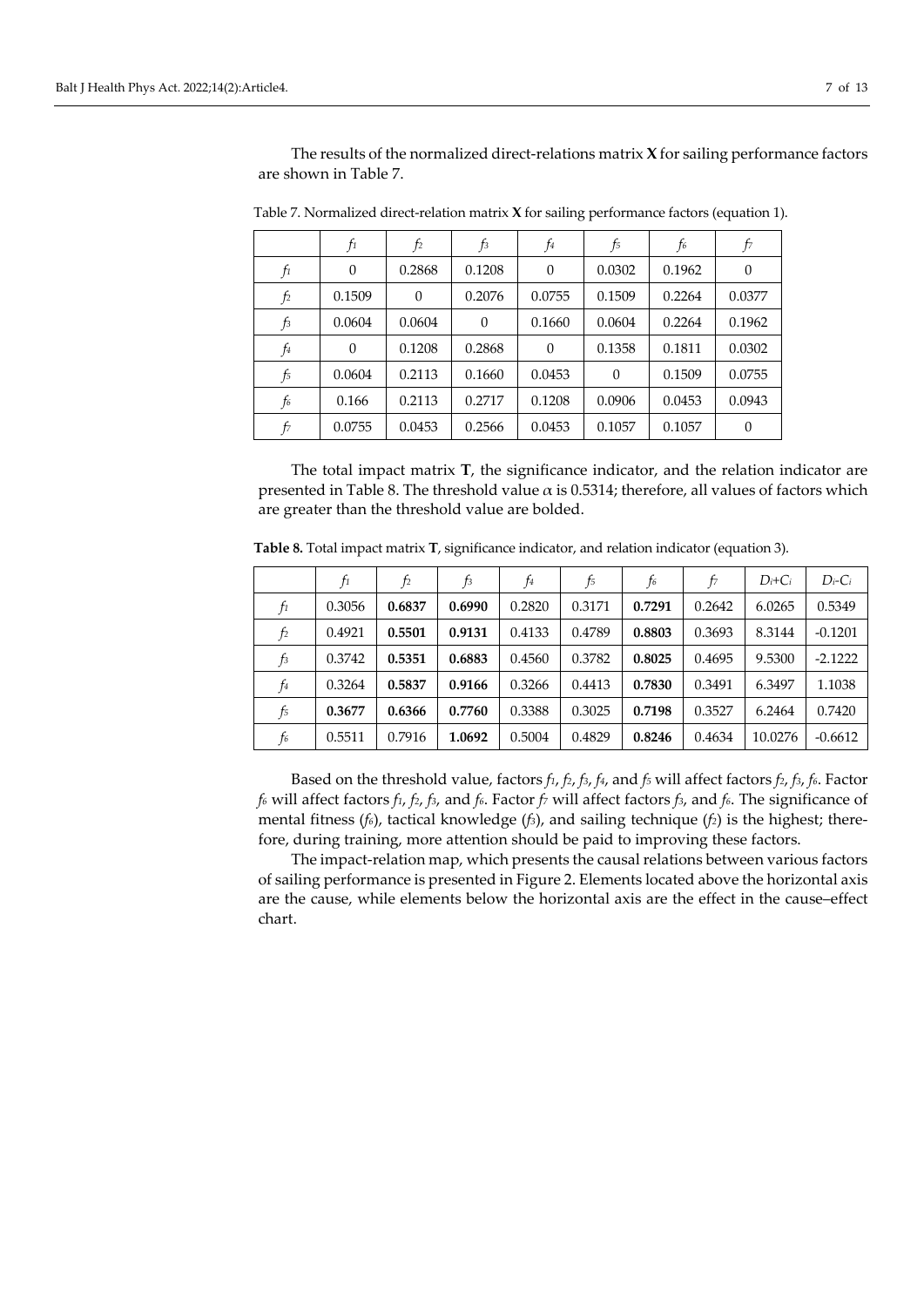The results of the normalized direct-relations matrix **X** for sailing performance factors are shown in Table 7.

Table 7. Normalized direct-relation matrix **X** for sailing performance factors (equation 1).

| | $f_1$ | $f_2$ | $f_3$ | $f_4$ | $f_5$ | $f_6$ | $f_7$ |
|---|---|---|---|---|---|---|---|
| $f_1$ | 0 | 0.2868 | 0.1208 | 0 | 0.0302 | 0.1962 | 0 |
| $f_2$ | 0.1509 | 0 | 0.2076 | 0.0755 | 0.1509 | 0.2264 | 0.0377 |
| $f_3$ | 0.0604 | 0.0604 | 0 | 0.1660 | 0.0604 | 0.2264 | 0.1962 |
| $f_4$ | 0 | 0.1208 | 0.2868 | 0 | 0.1358 | 0.1811 | 0.0302 |
| $f_5$ | 0.0604 | 0.2113 | 0.1660 | 0.0453 | 0 | 0.1509 | 0.0755 |
| $f_6$ | 0.166 | 0.2113 | 0.2717 | 0.1208 | 0.0906 | 0.0453 | 0.0943 |
| $f_7$ | 0.0755 | 0.0453 | 0.2566 | 0.0453 | 0.1057 | 0.1057 | 0 |

The total impact matrix **T**, the significance indicator, and the relation indicator are presented in Table 8. The threshold value $\alpha$ is 0.5314; therefore, all values of factors which are greater than the threshold value are bolded.

**Table 8.** Total impact matrix **T**, significance indicator, and relation indicator (equation 3).

| | $f_1$ | $f_2$ | $f_3$ | $f_4$ | $f_5$ | $f_6$ | $f_7$ | $D_i+C_i$ | $D_i-C_i$ |
|---|---|---|---|---|---|---|---|---|---|
| $f_1$ | 0.3056 | **0.6837** | **0.6990** | 0.2820 | 0.3171 | **0.7291** | 0.2642 | 6.0265 | 0.5349 |
| $f_2$ | 0.4921 | **0.5501** | **0.9131** | 0.4133 | 0.4789 | **0.8803** | 0.3693 | 8.3144 | -0.1201 |
| $f_3$ | 0.3742 | **0.5351** | **0.6883** | 0.4560 | 0.3782 | **0.8025** | 0.4695 | 9.5300 | -2.1222 |
| $f_4$ | 0.3264 | **0.5837** | **0.9166** | 0.3266 | 0.4413 | **0.7830** | 0.3491 | 6.3497 | 1.1038 |
| $f_5$ | **0.3677** | **0.6366** | **0.7760** | 0.3388 | 0.3025 | **0.7198** | 0.3527 | 6.2464 | 0.7420 |
| $f_6$ | 0.5511 | 0.7916 | **1.0692** | 0.5004 | 0.4829 | **0.8246** | 0.4634 | 10.0276 | -0.6612 |

Based on the threshold value, factors $f_1$, $f_2$, $f_3$, $f_4$, and $f_5$ will affect factors $f_2$, $f_3$, $f_6$. Factor $f_6$ will affect factors $f_1$, $f_2$, $f_3$, and $f_6$. Factor $f_7$ will affect factors $f_3$, and $f_6$. The significance of mental fitness ($f_6$), tactical knowledge ($f_3$), and sailing technique ($f_2$) is the highest; therefore, during training, more attention should be paid to improving these factors.

The impact-relation map, which presents the causal relations between various factors of sailing performance is presented in Figure 2. Elements located above the horizontal axis are the cause, while elements below the horizontal axis are the effect in the cause–effect chart.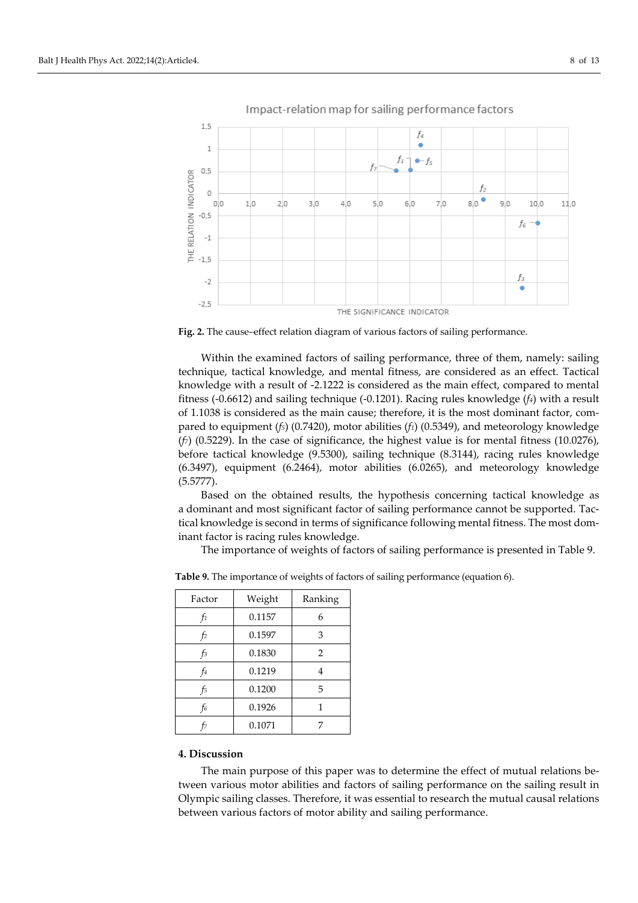Fig. 2. The cause–effect relation diagram of various factors of sailing performance.

Within the examined factors of sailing performance, three of them, namely: sailing technique, tactical knowledge, and mental fitness, are considered as an effect. Tactical knowledge with a result of -2.1222 is considered as the main effect, compared to mental fitness (-0.6612) and sailing technique (-0.1201). Racing rules knowledge ($f_4$) with a result of 1.1038 is considered as the main cause; therefore, it is the most dominant factor, compared to equipment ($f_5$) (0.7420), motor abilities ($f_1$) (0.5349), and meteorology knowledge ($f_7$) (0.5229). In the case of significance, the highest value is for mental fitness (10.0276), before tactical knowledge (9.5300), sailing technique (8.3144), racing rules knowledge (6.3497), equipment (6.2464), motor abilities (6.0265), and meteorology knowledge (5.5777).

Based on the obtained results, the hypothesis concerning tactical knowledge as a dominant and most significant factor of sailing performance cannot be supported. Tactical knowledge is second in terms of significance following mental fitness. The most dominant factor is racing rules knowledge.

The importance of weights of factors of sailing performance is presented in Table 9.

**Table 9.** The importance of weights of factors of sailing performance (equation 6).

| Factor | Weight | Ranking |
|---|---|---|
| $f_1$ | 0.1157 | 6 |
| $f_2$ | 0.1597 | 3 |
| $f_3$ | 0.1830 | 2 |
| $f_4$ | 0.1219 | 4 |
| $f_5$ | 0.1200 | 5 |
| $f_6$ | 0.1926 | 1 |
| $f_7$ | 0.1071 | 7 |

## 4. Discussion

The main purpose of this paper was to determine the effect of mutual relations between various motor abilities and factors of sailing performance on the sailing result in Olympic sailing classes. Therefore, it was essential to research the mutual causal relations between various factors of motor ability and sailing performance.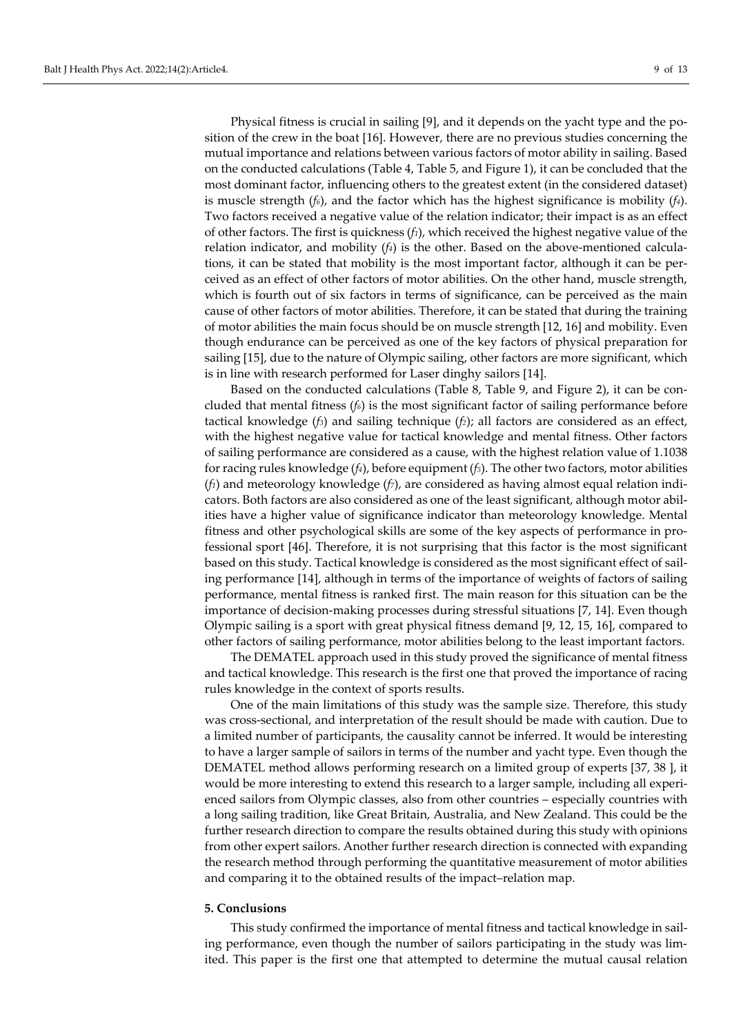Physical fitness is crucial in sailing [9], and it depends on the yacht type and the position of the crew in the boat [16]. However, there are no previous studies concerning the mutual importance and relations between various factors of motor ability in sailing. Based on the conducted calculations (Table 4, Table 5, and Figure 1), it can be concluded that the most dominant factor, influencing others to the greatest extent (in the considered dataset) is muscle strength ($f_6$), and the factor which has the highest significance is mobility ($f_4$). Two factors received a negative value of the relation indicator; their impact is as an effect of other factors. The first is quickness ($f_1$), which received the highest negative value of the relation indicator, and mobility ($f_4$) is the other. Based on the above-mentioned calculations, it can be stated that mobility is the most important factor, although it can be perceived as an effect of other factors of motor abilities. On the other hand, muscle strength, which is fourth out of six factors in terms of significance, can be perceived as the main cause of other factors of motor abilities. Therefore, it can be stated that during the training of motor abilities the main focus should be on muscle strength [12, 16] and mobility. Even though endurance can be perceived as one of the key factors of physical preparation for sailing [15], due to the nature of Olympic sailing, other factors are more significant, which is in line with research performed for Laser dinghy sailors [14].

Based on the conducted calculations (Table 8, Table 9, and Figure 2), it can be concluded that mental fitness ($f_6$) is the most significant factor of sailing performance before tactical knowledge ($f_3$) and sailing technique ($f_2$); all factors are considered as an effect, with the highest negative value for tactical knowledge and mental fitness. Other factors of sailing performance are considered as a cause, with the highest relation value of 1.1038 for racing rules knowledge ($f_4$), before equipment ($f_5$). The other two factors, motor abilities ($f_1$) and meteorology knowledge ($f_7$), are considered as having almost equal relation indicators. Both factors are also considered as one of the least significant, although motor abilities have a higher value of significance indicator than meteorology knowledge. Mental fitness and other psychological skills are some of the key aspects of performance in professional sport [46]. Therefore, it is not surprising that this factor is the most significant based on this study. Tactical knowledge is considered as the most significant effect of sailing performance [14], although in terms of the importance of weights of factors of sailing performance, mental fitness is ranked first. The main reason for this situation can be the importance of decision-making processes during stressful situations [7, 14]. Even though Olympic sailing is a sport with great physical fitness demand [9, 12, 15, 16], compared to other factors of sailing performance, motor abilities belong to the least important factors.

The DEMATEL approach used in this study proved the significance of mental fitness and tactical knowledge. This research is the first one that proved the importance of racing rules knowledge in the context of sports results.

One of the main limitations of this study was the sample size. Therefore, this study was cross-sectional, and interpretation of the result should be made with caution. Due to a limited number of participants, the causality cannot be inferred. It would be interesting to have a larger sample of sailors in terms of the number and yacht type. Even though the DEMATEL method allows performing research on a limited group of experts [37, 38 ], it would be more interesting to extend this research to a larger sample, including all experienced sailors from Olympic classes, also from other countries – especially countries with a long sailing tradition, like Great Britain, Australia, and New Zealand. This could be the further research direction to compare the results obtained during this study with opinions from other expert sailors. Another further research direction is connected with expanding the research method through performing the quantitative measurement of motor abilities and comparing it to the obtained results of the impact–relation map.

## 5. Conclusions

This study confirmed the importance of mental fitness and tactical knowledge in sailing performance, even though the number of sailors participating in the study was limited. This paper is the first one that attempted to determine the mutual causal relation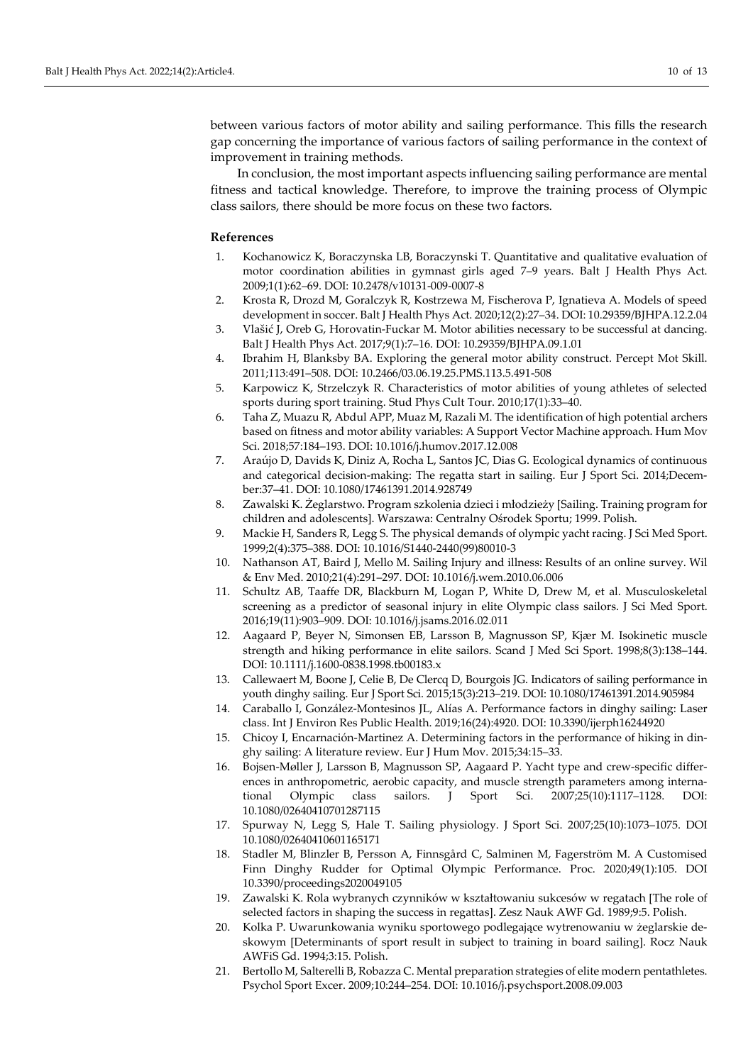between various factors of motor ability and sailing performance. This fills the research gap concerning the importance of various factors of sailing performance in the context of improvement in training methods.

In conclusion, the most important aspects influencing sailing performance are mental fitness and tactical knowledge. Therefore, to improve the training process of Olympic class sailors, there should be more focus on these two factors.

## References

1. Kochanowicz K, Boraczynska LB, Boraczynski T. Quantitative and qualitative evaluation of motor coordination abilities in gymnast girls aged 7–9 years. Balt J Health Phys Act. 2009;1(1):62–69. DOI: 10.2478/v10131-009-0007-8
2. Krosta R, Drozd M, Goralczyk R, Kostrzewa M, Fischerova P, Ignatieva A. Models of speed development in soccer. Balt J Health Phys Act. 2020;12(2):27–34. DOI: 10.29359/BJHPA.12.2.04
3. Vlašić J, Oreb G, Horovatin-Fuckar M. Motor abilities necessary to be successful at dancing. Balt J Health Phys Act. 2017;9(1):7–16. DOI: 10.29359/BJHPA.09.1.01
4. Ibrahim H, Blanksby BA. Exploring the general motor ability construct. Percept Mot Skill. 2011;113:491–508. DOI: 10.2466/03.06.19.25.PMS.113.5.491-508
5. Karpowicz K, Strzelczyk R. Characteristics of motor abilities of young athletes of selected sports during sport training. Stud Phys Cult Tour. 2010;17(1):33–40.
6. Taha Z, Muazu R, Abdul APP, Muaz M, Razali M. The identification of high potential archers based on fitness and motor ability variables: A Support Vector Machine approach. Hum Mov Sci. 2018;57:184–193. DOI: 10.1016/j.humov.2017.12.008
7. Araújo D, Davids K, Diniz A, Rocha L, Santos JC, Dias G. Ecological dynamics of continuous and categorical decision-making: The regatta start in sailing. Eur J Sport Sci. 2014;December:37–41. DOI: 10.1080/17461391.2014.928749
8. Zawalski K. Żeglarstwo. Program szkolenia dzieci i młodzieży [Sailing. Training program for children and adolescents]. Warszawa: Centralny Ośrodek Sportu; 1999. Polish.
9. Mackie H, Sanders R, Legg S. The physical demands of olympic yacht racing. J Sci Med Sport. 1999;2(4):375–388. DOI: 10.1016/S1440-2440(99)80010-3
10. Nathanson AT, Baird J, Mello M. Sailing Injury and illness: Results of an online survey. Wil & Env Med. 2010;21(4):291–297. DOI: 10.1016/j.wem.2010.06.006
11. Schultz AB, Taaffe DR, Blackburn M, Logan P, White D, Drew M, et al. Musculoskeletal screening as a predictor of seasonal injury in elite Olympic class sailors. J Sci Med Sport. 2016;19(11):903–909. DOI: 10.1016/j.jsams.2016.02.011
12. Aagaard P, Beyer N, Simonsen EB, Larsson B, Magnusson SP, Kjær M. Isokinetic muscle strength and hiking performance in elite sailors. Scand J Med Sci Sport. 1998;8(3):138–144. DOI: 10.1111/j.1600-0838.1998.tb00183.x
13. Callewaert M, Boone J, Celie B, De Clercq D, Bourgois JG. Indicators of sailing performance in youth dinghy sailing. Eur J Sport Sci. 2015;15(3):213–219. DOI: 10.1080/17461391.2014.905984
14. Caraballo I, González-Montesinos JL, Alías A. Performance factors in dinghy sailing: Laser class. Int J Environ Res Public Health. 2019;16(24):4920. DOI: 10.3390/ijerph16244920
15. Chicoy I, Encarnación-Martinez A. Determining factors in the performance of hiking in dinghy sailing: A literature review. Eur J Hum Mov. 2015;34:15–33.
16. Bojsen-Møller J, Larsson B, Magnusson SP, Aagaard P. Yacht type and crew-specific differences in anthropometric, aerobic capacity, and muscle strength parameters among international Olympic class sailors. J Sport Sci. 2007;25(10):1117–1128. DOI: 10.1080/02640410701287115
17. Spurway N, Legg S, Hale T. Sailing physiology. J Sport Sci. 2007;25(10):1073–1075. DOI 10.1080/02640410601165171
18. Stadler M, Blinzler B, Persson A, Finnsgård C, Salminen M, Fagerström M. A Customised Finn Dinghy Rudder for Optimal Olympic Performance. Proc. 2020;49(1):105. DOI 10.3390/proceedings2020049105
19. Zawalski K. Rola wybranych czynników w kształtowaniu sukcesów w regatach [The role of selected factors in shaping the success in regattas]. Zesz Nauk AWF Gd. 1989;9:5. Polish.
20. Kolka P. Uwarunkowania wyniku sportowego podlegające wytrenowaniu w żeglarskie deskowym [Determinants of sport result in subject to training in board sailing]. Rocz Nauk AWFiS Gd. 1994;3:15. Polish.
21. Bertollo M, Salterelli B, Robazza C. Mental preparation strategies of elite modern pentathletes. Psychol Sport Excer. 2009;10:244–254. DOI: 10.1016/j.psychsport.2008.09.003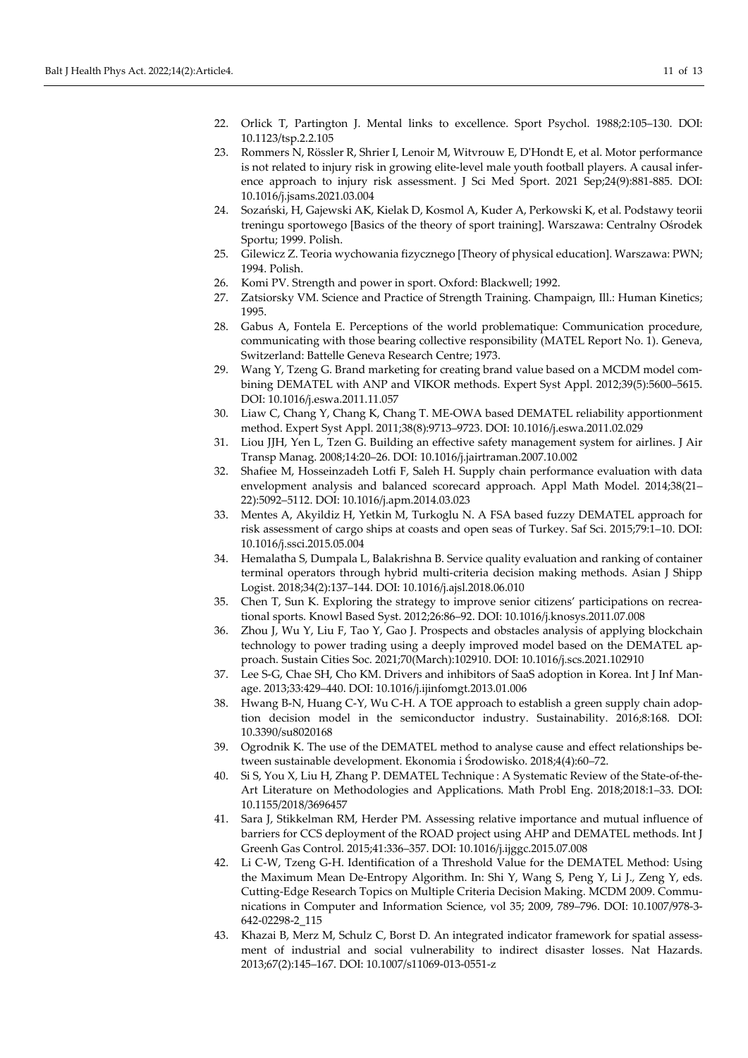22. Orlick T, Partington J. Mental links to excellence. Sport Psychol. 1988;2:105–130. DOI: 10.1123/tsp.2.2.105
23. Rommers N, Rössler R, Shrier I, Lenoir M, Witvrouw E, D'Hondt E, et al. Motor performance is not related to injury risk in growing elite-level male youth football players. A causal inference approach to injury risk assessment. J Sci Med Sport. 2021 Sep;24(9):881-885. DOI: 10.1016/j.jsams.2021.03.004
24. Sozański, H, Gajewski AK, Kielak D, Kosmol A, Kuder A, Perkowski K, et al. Podstawy teorii treningu sportowego [Basics of the theory of sport training]. Warszawa: Centralny Ośrodek Sportu; 1999. Polish.
25. Gilewicz Z. Teoria wychowania fizycznego [Theory of physical education]. Warszawa: PWN; 1994. Polish.
26. Komi PV. Strength and power in sport. Oxford: Blackwell; 1992.
27. Zatsiorsky VM. Science and Practice of Strength Training. Champaign, Ill.: Human Kinetics; 1995.
28. Gabus A, Fontela E. Perceptions of the world problematique: Communication procedure, communicating with those bearing collective responsibility (MATEL Report No. 1). Geneva, Switzerland: Battelle Geneva Research Centre; 1973.
29. Wang Y, Tzeng G. Brand marketing for creating brand value based on a MCDM model combining DEMATEL with ANP and VIKOR methods. Expert Syst Appl. 2012;39(5):5600–5615. DOI: 10.1016/j.eswa.2011.11.057
30. Liaw C, Chang Y, Chang K, Chang T. ME-OWA based DEMATEL reliability apportionment method. Expert Syst Appl. 2011;38(8):9713–9723. DOI: 10.1016/j.eswa.2011.02.029
31. Liou JJH, Yen L, Tzen G. Building an effective safety management system for airlines. J Air Transp Manag. 2008;14:20–26. DOI: 10.1016/j.jairtraman.2007.10.002
32. Shafiee M, Hosseinzadeh Lotfi F, Saleh H. Supply chain performance evaluation with data envelopment analysis and balanced scorecard approach. Appl Math Model. 2014;38(21–22):5092–5112. DOI: 10.1016/j.apm.2014.03.023
33. Mentes A, Akyildiz H, Yetkin M, Turkoglu N. A FSA based fuzzy DEMATEL approach for risk assessment of cargo ships at coasts and open seas of Turkey. Saf Sci. 2015;79:1–10. DOI: 10.1016/j.ssci.2015.05.004
34. Hemalatha S, Dumpala L, Balakrishna B. Service quality evaluation and ranking of container terminal operators through hybrid multi-criteria decision making methods. Asian J Shipp Logist. 2018;34(2):137–144. DOI: 10.1016/j.ajsl.2018.06.010
35. Chen T, Sun K. Exploring the strategy to improve senior citizens' participations on recreational sports. Knowl Based Syst. 2012;26:86–92. DOI: 10.1016/j.knosys.2011.07.008
36. Zhou J, Wu Y, Liu F, Tao Y, Gao J. Prospects and obstacles analysis of applying blockchain technology to power trading using a deeply improved model based on the DEMATEL approach. Sustain Cities Soc. 2021;70(March):102910. DOI: 10.1016/j.scs.2021.102910
37. Lee S-G, Chae SH, Cho KM. Drivers and inhibitors of SaaS adoption in Korea. Int J Inf Manage. 2013;33:429–440. DOI: 10.1016/j.ijinfomgt.2013.01.006
38. Hwang B-N, Huang C-Y, Wu C-H. A TOE approach to establish a green supply chain adoption decision model in the semiconductor industry. Sustainability. 2016;8:168. DOI: 10.3390/su8020168
39. Ogrodnik K. The use of the DEMATEL method to analyse cause and effect relationships between sustainable development. Ekonomia i Środowisko. 2018;4(4):60–72.
40. Si S, You X, Liu H, Zhang P. DEMATEL Technique : A Systematic Review of the State-of-the-Art Literature on Methodologies and Applications. Math Probl Eng. 2018;2018:1–33. DOI: 10.1155/2018/3696457
41. Sara J, Stikkelman RM, Herder PM. Assessing relative importance and mutual influence of barriers for CCS deployment of the ROAD project using AHP and DEMATEL methods. Int J Greenh Gas Control. 2015;41:336–357. DOI: 10.1016/j.ijggc.2015.07.008
42. Li C-W, Tzeng G-H. Identification of a Threshold Value for the DEMATEL Method: Using the Maximum Mean De-Entropy Algorithm. In: Shi Y, Wang S, Peng Y, Li J., Zeng Y, eds. Cutting-Edge Research Topics on Multiple Criteria Decision Making. MCDM 2009. Communications in Computer and Information Science, vol 35; 2009, 789–796. DOI: 10.1007/978-3-642-02298-2_115
43. Khazai B, Merz M, Schulz C, Borst D. An integrated indicator framework for spatial assessment of industrial and social vulnerability to indirect disaster losses. Nat Hazards. 2013;67(2):145–167. DOI: 10.1007/s11069-013-0551-z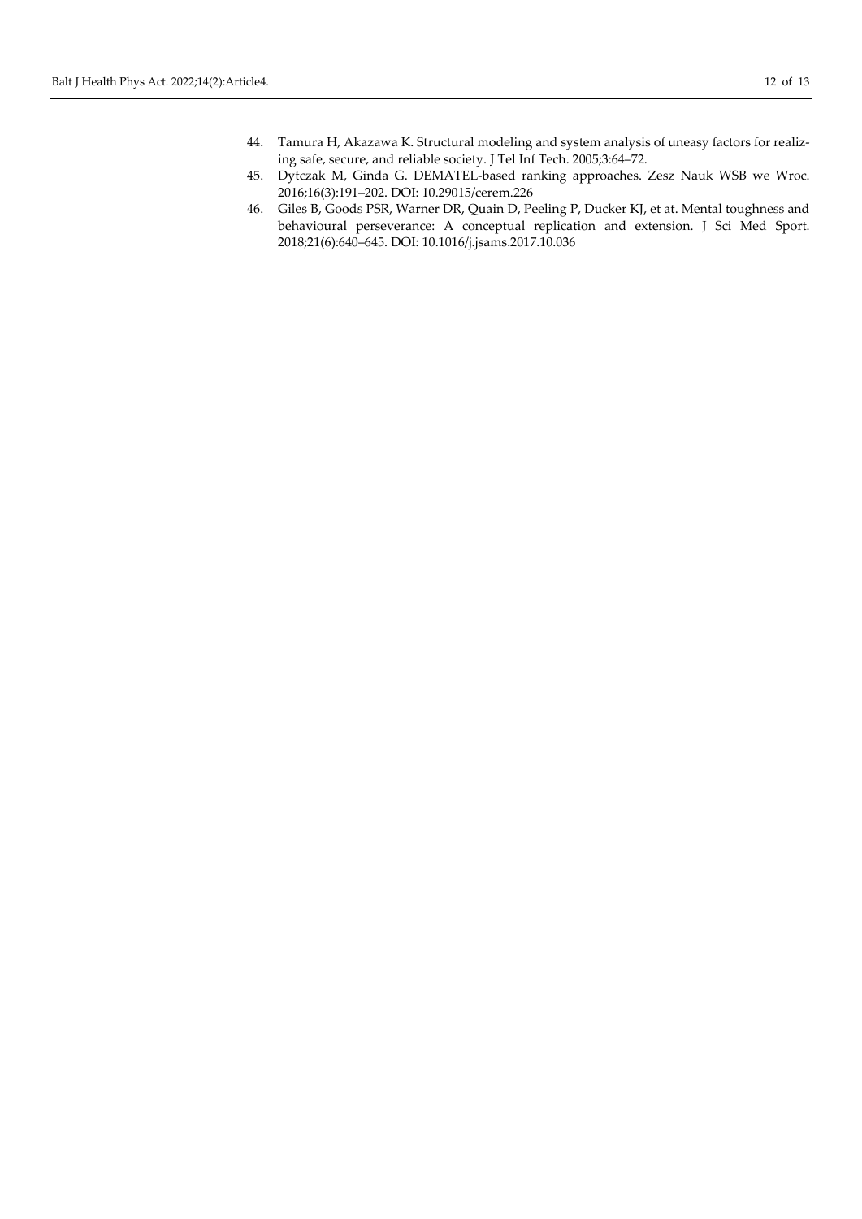44. Tamura H, Akazawa K. Structural modeling and system analysis of uneasy factors for realizing safe, secure, and reliable society. J Tel Inf Tech. 2005;3:64–72.
45. Dytczak M, Ginda G. DEMATEL-based ranking approaches. Zesz Nauk WSB we Wroc. 2016;16(3):191–202. DOI: 10.29015/cerem.226
46. Giles B, Goods PSR, Warner DR, Quain D, Peeling P, Ducker KJ, et at. Mental toughness and behavioural perseverance: A conceptual replication and extension. J Sci Med Sport. 2018;21(6):640–645. DOI: 10.1016/j.jsams.2017.10.036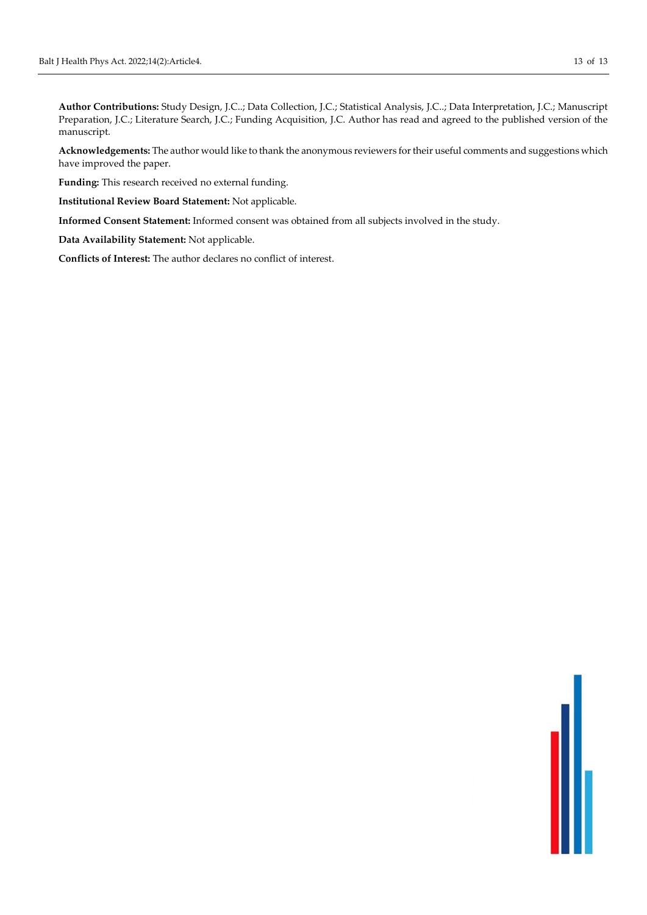**Author Contributions:** Study Design, J.C..; Data Collection, J.C.; Statistical Analysis, J.C..; Data Interpretation, J.C.; Manuscript Preparation, J.C.; Literature Search, J.C.; Funding Acquisition, J.C. Author has read and agreed to the published version of the manuscript.

**Acknowledgements:** The author would like to thank the anonymous reviewers for their useful comments and suggestions which have improved the paper.

**Funding:** This research received no external funding.

**Institutional Review Board Statement:** Not applicable.

**Informed Consent Statement:** Informed consent was obtained from all subjects involved in the study.

**Data Availability Statement:** Not applicable.

**Conflicts of Interest:** The author declares no conflict of interest.